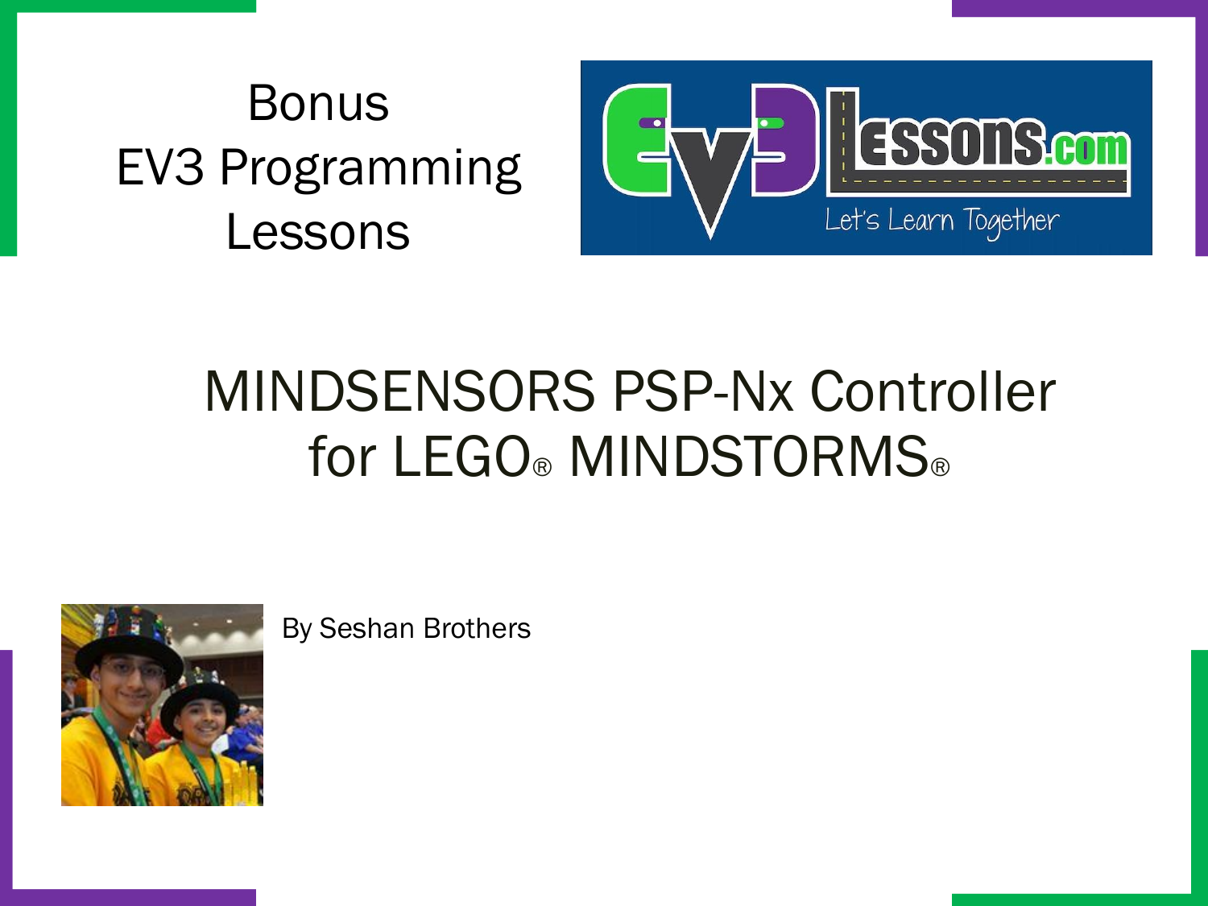# Bonus EV3 Programming Lessons

## MINDSENSORS PSP-Nx Controller for LEGO® MINDSTORMS®

By Seshan Brothers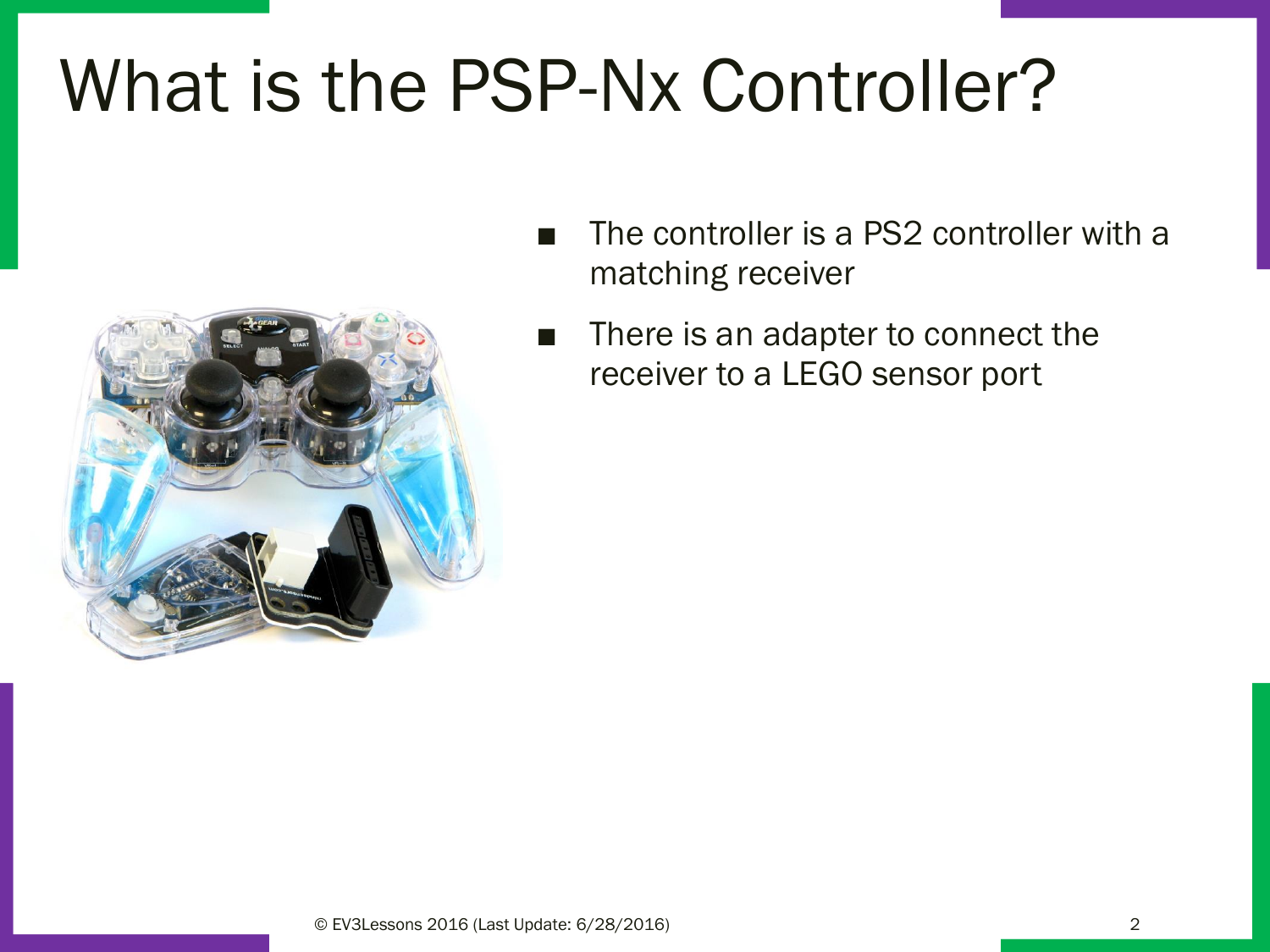# What is the PSP-Nx Controller?

- The controller is a PS2 controller with a matching receiver
- There is an adapter to connect the receiver to a LEGO sensor port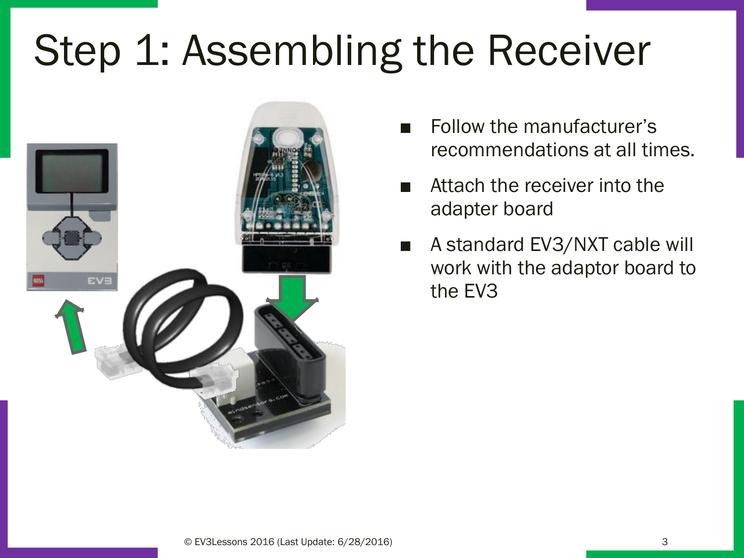# Step 1: Assembling the Receiver

- Follow the manufacturer's recommendations at all times.
- Attach the receiver into the adapter board
- A standard EV3/NXT cable will work with the adaptor board to the EV3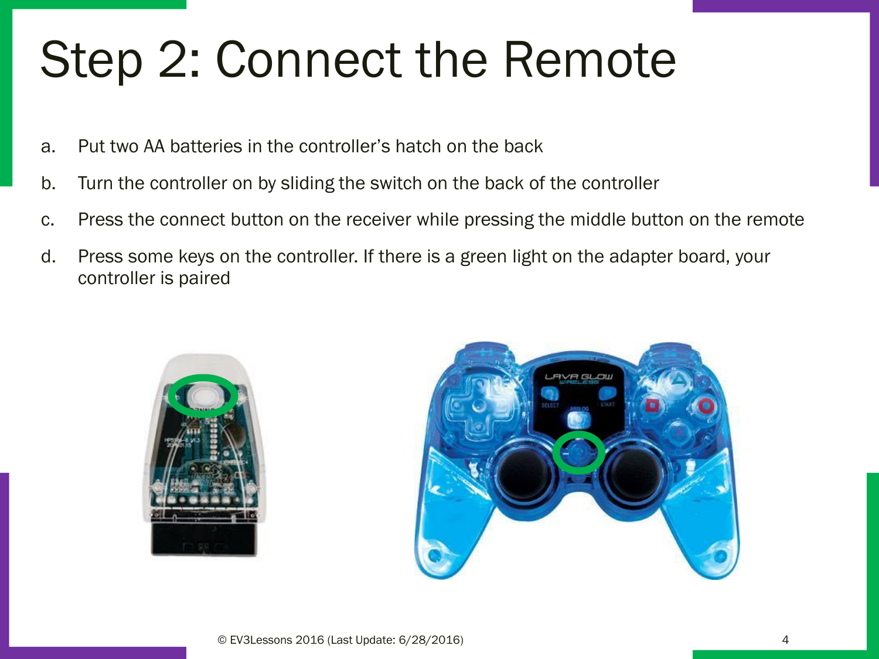# Step 2: Connect the Remote

a. Put two AA batteries in the controller's hatch on the back
b. Turn the controller on by sliding the switch on the back of the controller
c. Press the connect button on the receiver while pressing the middle button on the remote
d. Press some keys on the controller. If there is a green light on the adapter board, your controller is paired

© EV3Lessons 2016 (Last Update: 6/28/2016)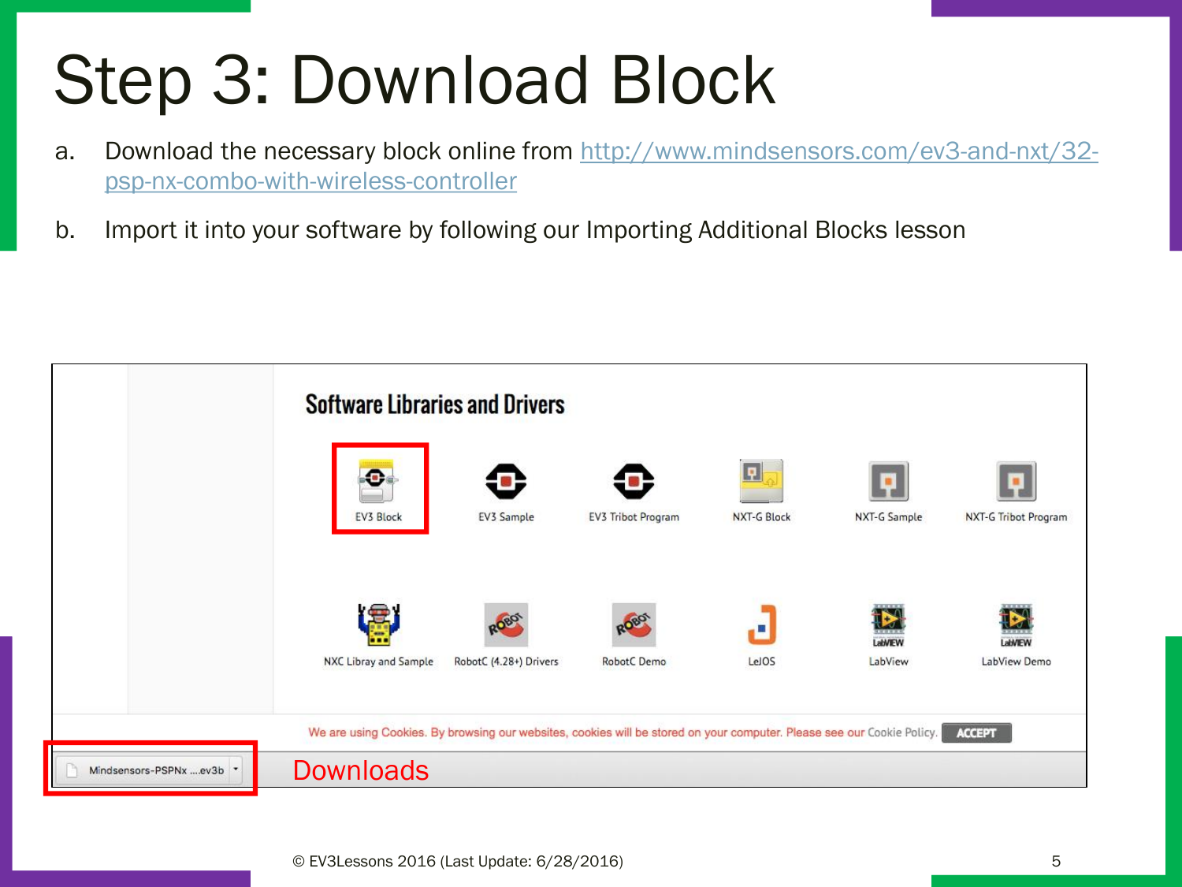# Step 3: Download Block

a. Download the necessary block online from [http://www.mindsensors.com/ev3-and-nxt/32-psp-nx-combo-with-wireless-controller](http://www.mindsensors.com/ev3-and-nxt/32-psp-nx-combo-with-wireless-controller)

b. Import it into your software by following our Importing Additional Blocks lesson

Software Libraries and Drivers

EV3 Block · EV3 Sample · EV3 Tribot Program · NXT-G Block · NXT-G Sample · NXT-G Tribot Program

NXC Libray and Sample · RobotC (4.28+) Drivers · RobotC Demo · LeJOS · LabView · LabView Demo

We are using Cookies. By browsing our websites, cookies will be stored on your computer. Please see our Cookie Policy. ACCEPT

Mindsensors-PSPNx ....ev3b

Downloads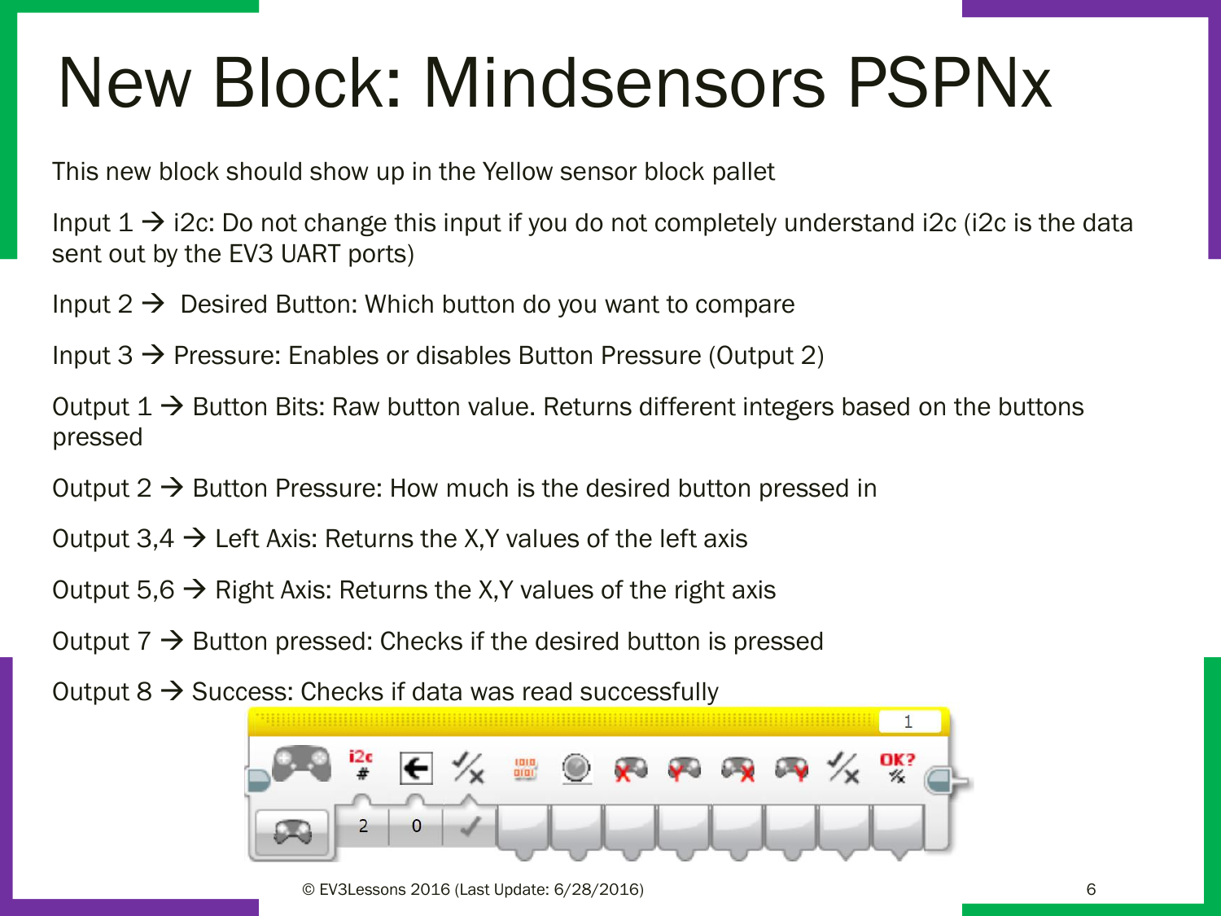# New Block: Mindsensors PSPNx

This new block should show up in the Yellow sensor block pallet

Input 1 → i2c: Do not change this input if you do not completely understand i2c (i2c is the data sent out by the EV3 UART ports)

Input 2 → Desired Button: Which button do you want to compare

Input 3 → Pressure: Enables or disables Button Pressure (Output 2)

Output 1 → Button Bits: Raw button value. Returns different integers based on the buttons pressed

Output 2 → Button Pressure: How much is the desired button pressed in

Output 3,4 → Left Axis: Returns the X,Y values of the left axis

Output 5,6 → Right Axis: Returns the X,Y values of the right axis

Output 7 → Button pressed: Checks if the desired button is pressed

Output 8 → Success: Checks if data was read successfully

© EV3Lessons 2016 (Last Update: 6/28/2016)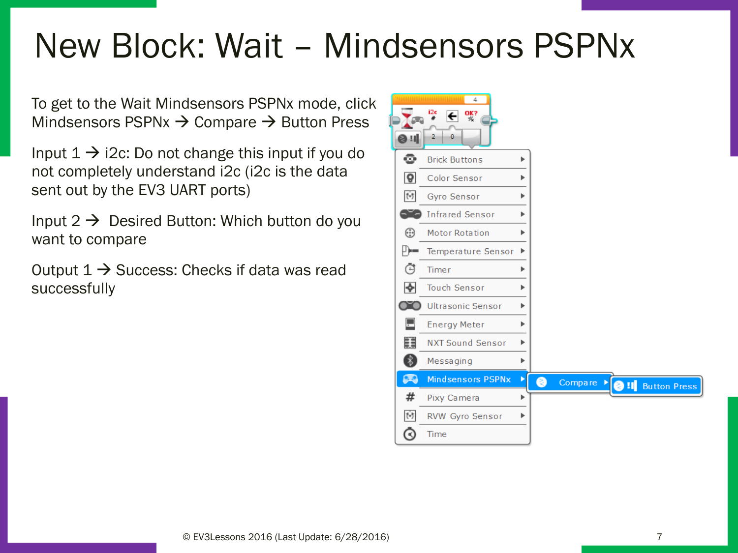# New Block: Wait – Mindsensors PSPNx

To get to the Wait Mindsensors PSPNx mode, click Mindsensors PSPNx → Compare → Button Press

Input 1 → i2c: Do not change this input if you do not completely understand i2c (i2c is the data sent out by the EV3 UART ports)

Input 2 → Desired Button: Which button do you want to compare

Output 1 → Success: Checks if data was read successfully

© EV3Lessons 2016 (Last Update: 6/28/2016)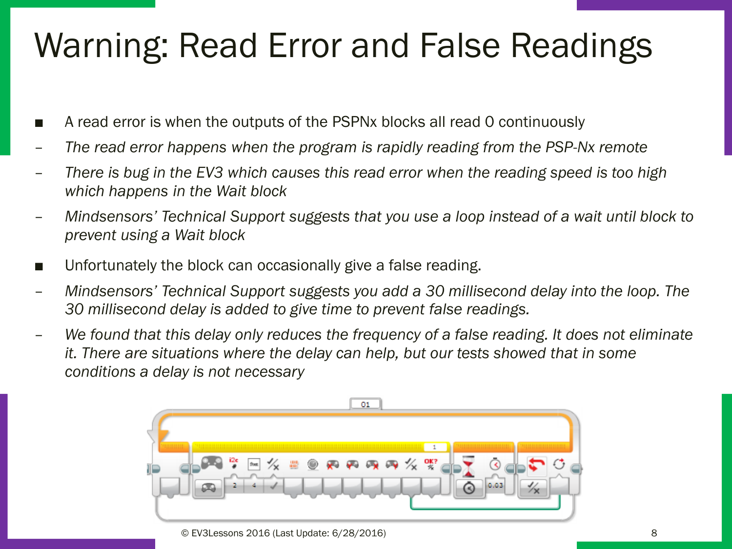# Warning: Read Error and False Readings

- A read error is when the outputs of the PSPNx blocks all read 0 continuously
  - *The read error happens when the program is rapidly reading from the PSP-Nx remote*
  - *There is bug in the EV3 which causes this read error when the reading speed is too high which happens in the Wait block*
  - *Mindsensors' Technical Support suggests that you use a loop instead of a wait until block to prevent using a Wait block*
- Unfortunately the block can occasionally give a false reading.
  - *Mindsensors' Technical Support suggests you add a 30 millisecond delay into the loop. The 30 millisecond delay is added to give time to prevent false readings.*
  - *We found that this delay only reduces the frequency of a false reading. It does not eliminate it. There are situations where the delay can help, but our tests showed that in some conditions a delay is not necessary*

© EV3Lessons 2016 (Last Update: 6/28/2016)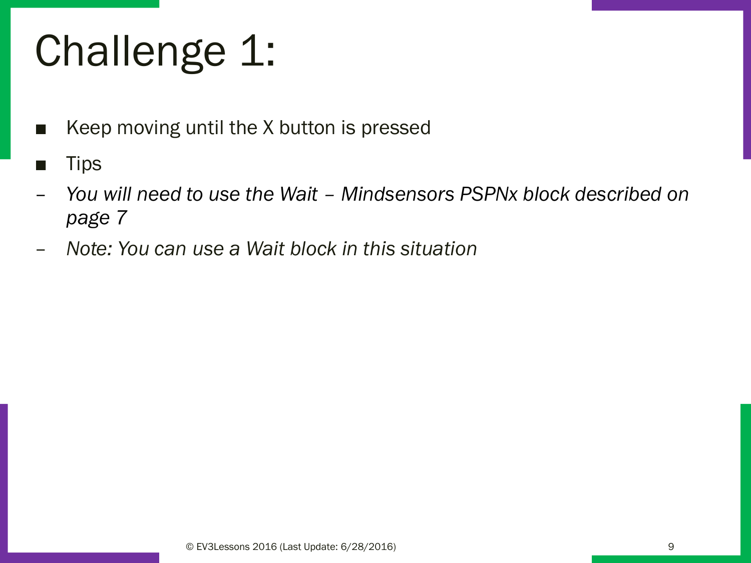# Challenge 1:

- Keep moving until the X button is pressed
- Tips
  - *You will need to use the Wait – Mindsensors PSPNx block described on page 7*
  - *Note: You can use a Wait block in this situation*

© EV3Lessons 2016 (Last Update: 6/28/2016)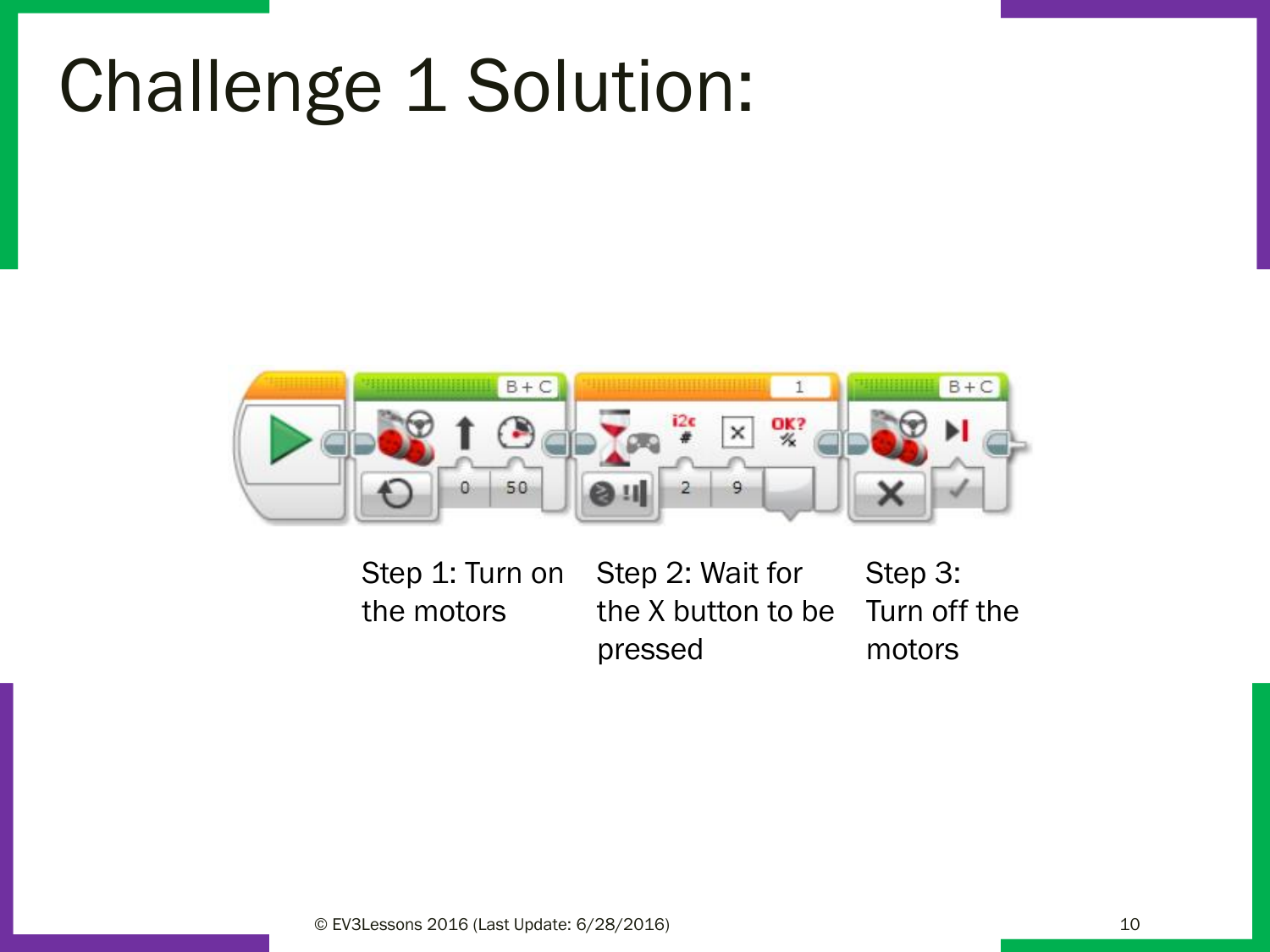# Challenge 1 Solution:

Step 1: Turn on the motors

Step 2: Wait for the X button to be pressed

Step 3: Turn off the motors

© EV3Lessons 2016 (Last Update: 6/28/2016)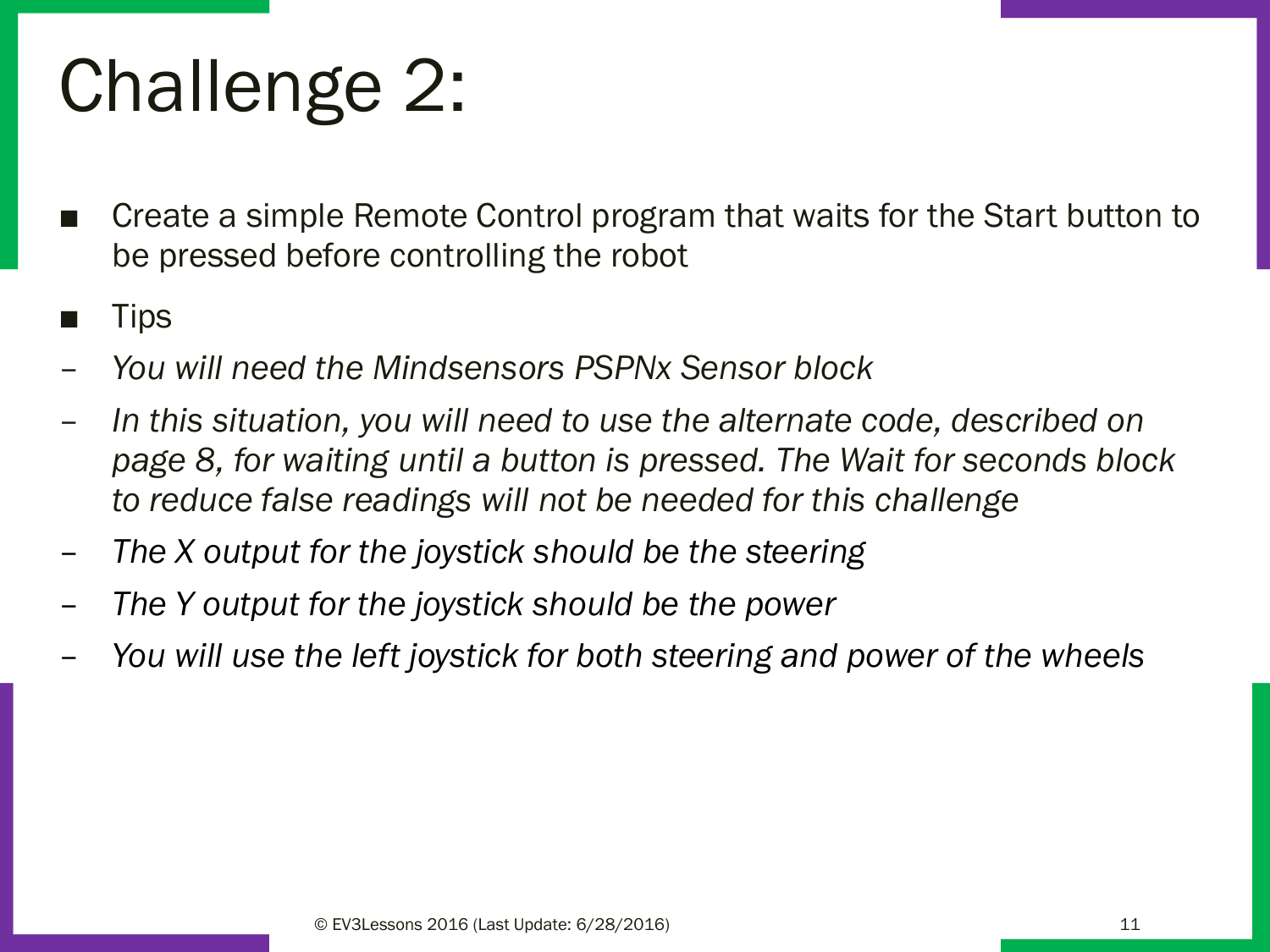# Challenge 2:

- Create a simple Remote Control program that waits for the Start button to be pressed before controlling the robot
- Tips
  - *You will need the Mindsensors PSPNx Sensor block*
  - *In this situation, you will need to use the alternate code, described on page 8, for waiting until a button is pressed. The Wait for seconds block to reduce false readings will not be needed for this challenge*
  - *The X output for the joystick should be the steering*
  - *The Y output for the joystick should be the power*
  - *You will use the left joystick for both steering and power of the wheels*

© EV3Lessons 2016 (Last Update: 6/28/2016)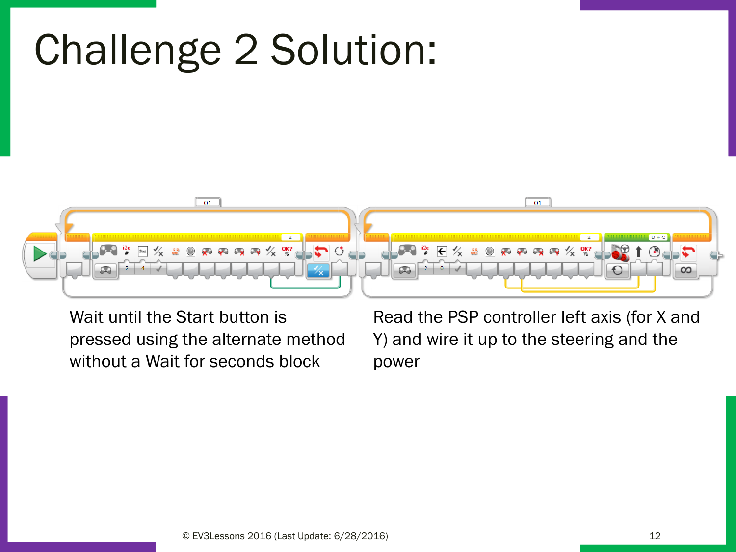# Challenge 2 Solution:

Wait until the Start button is pressed using the alternate method without a Wait for seconds block

Read the PSP controller left axis (for X and Y) and wire it up to the steering and the power

© EV3Lessons 2016 (Last Update: 6/28/2016)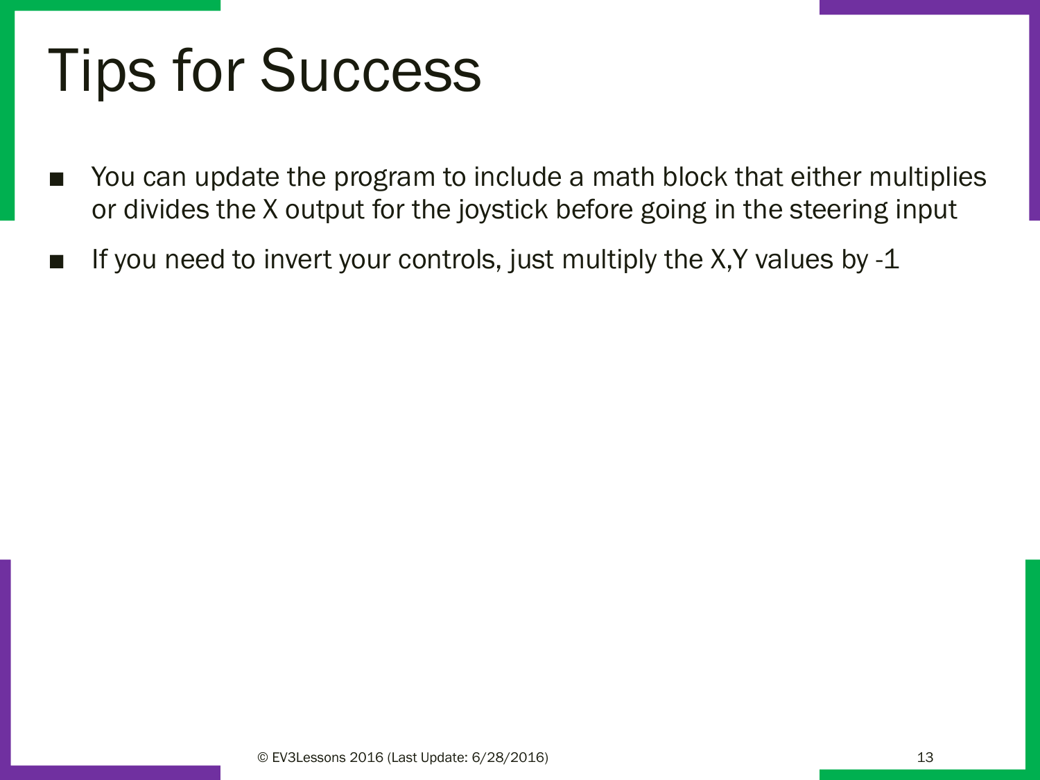# Tips for Success

- You can update the program to include a math block that either multiplies or divides the X output for the joystick before going in the steering input
- If you need to invert your controls, just multiply the X,Y values by -1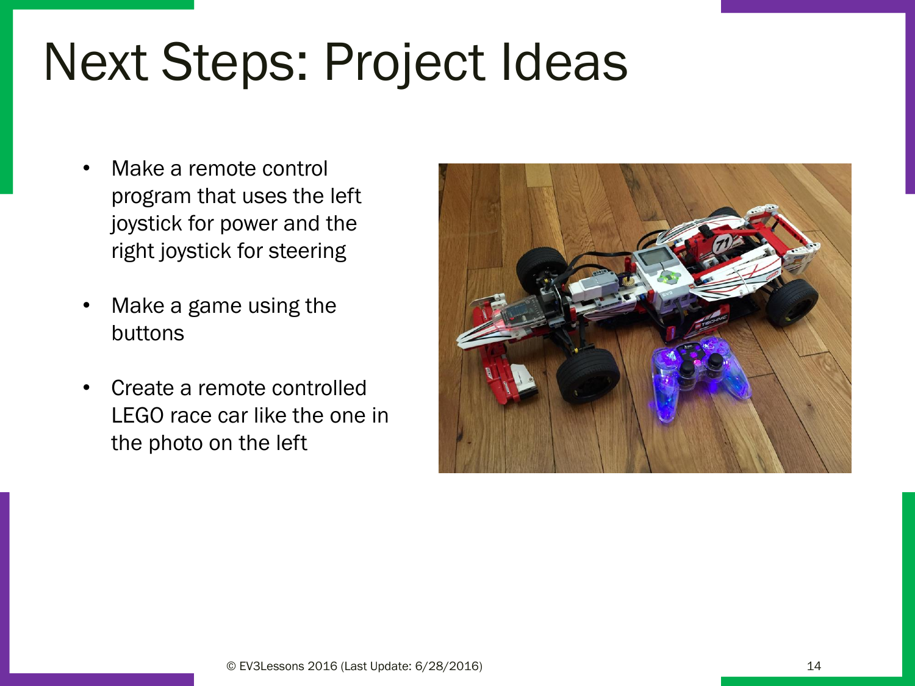# Next Steps: Project Ideas

- Make a remote control program that uses the left joystick for power and the right joystick for steering
- Make a game using the buttons
- Create a remote controlled LEGO race car like the one in the photo on the left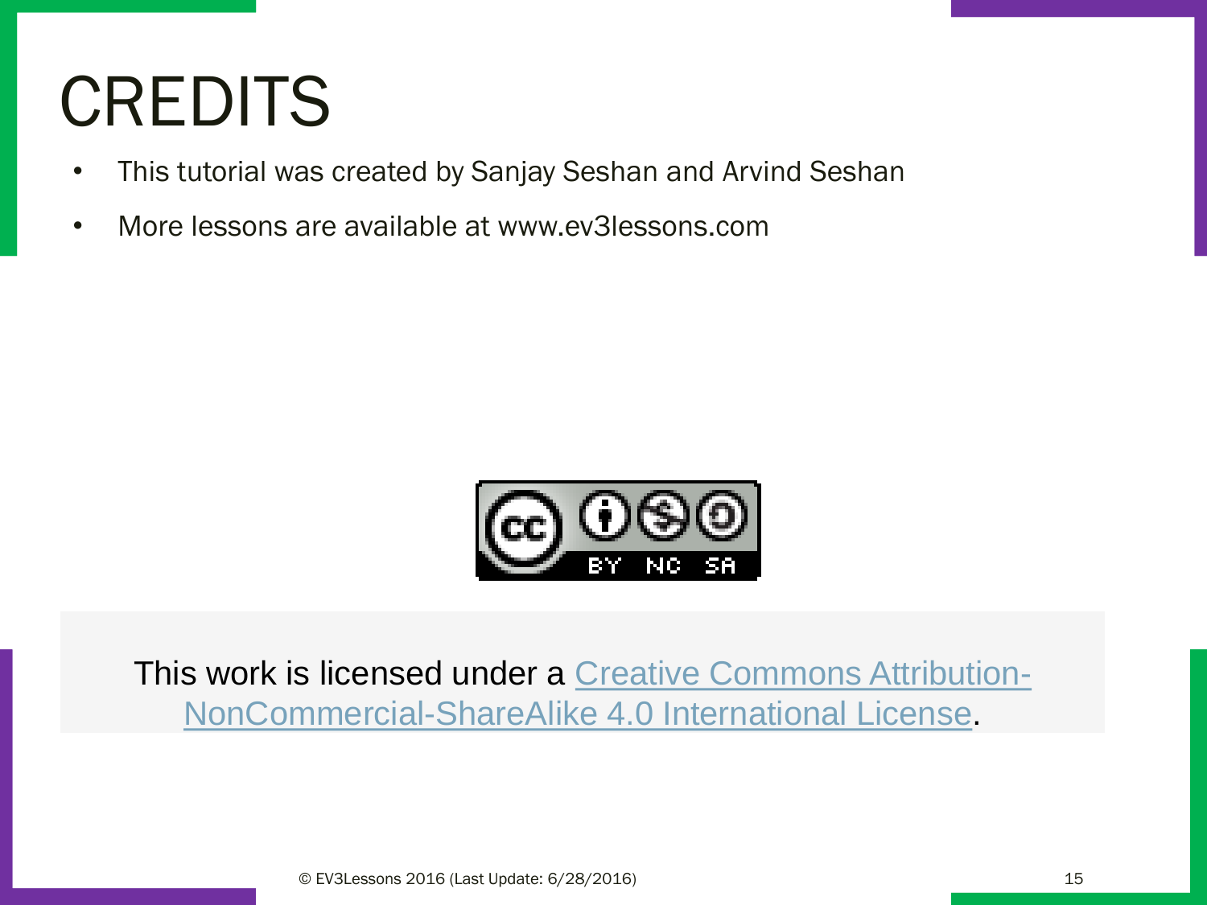# CREDITS

- This tutorial was created by Sanjay Seshan and Arvind Seshan
- More lessons are available at www.ev3lessons.com

This work is licensed under a Creative Commons Attribution-NonCommercial-ShareAlike 4.0 International License.

© EV3Lessons 2016 (Last Update: 6/28/2016)